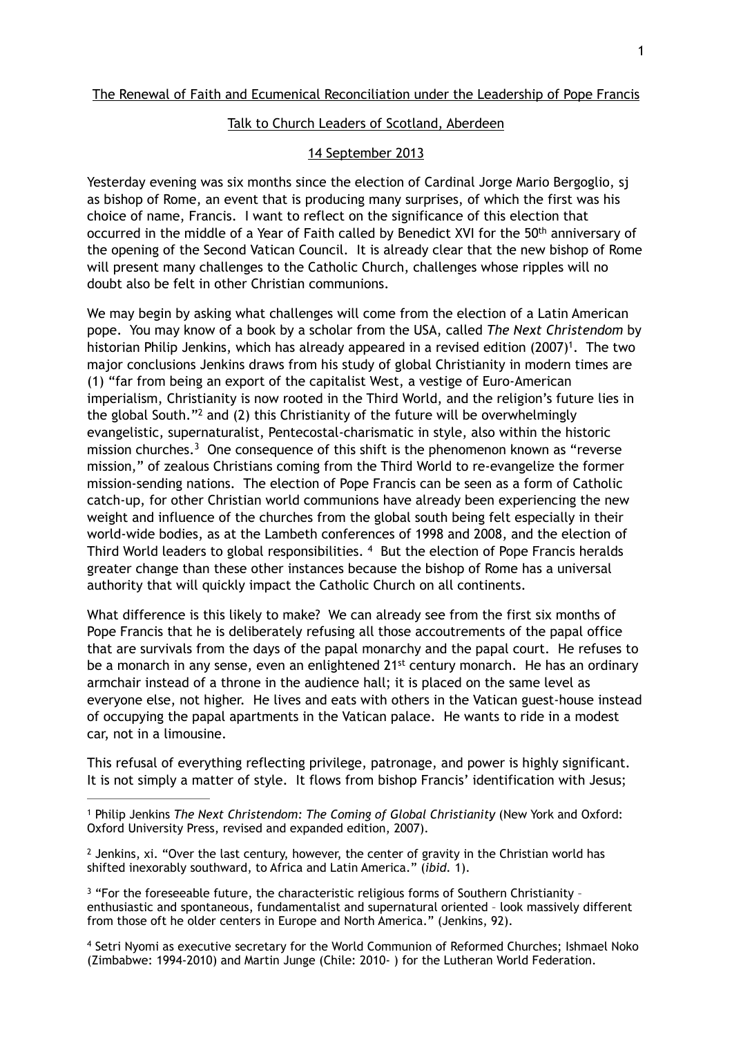The Renewal of Faith and Ecumenical Reconciliation under the Leadership of Pope Francis

Talk to Church Leaders of Scotland, Aberdeen

14 September 2013

Yesterday evening was six months since the election of Cardinal Jorge Mario Bergoglio, sj as bishop of Rome, an event that is producing many surprises, of which the first was his choice of name, Francis. I want to reflect on the significance of this election that occurred in the middle of a Year of Faith called by Benedict XVI for the 50th anniversary of the opening of the Second Vatican Council. It is already clear that the new bishop of Rome will present many challenges to the Catholic Church, challenges whose ripples will no doubt also be felt in other Christian communions.

We may begin by asking what challenges will come from the election of a Latin American pope. You may know of a book by a scholar from the USA, called *The Next Christendom* by historian Philip Jenkins, which has already appeared in a revised edition (2007)[1]. The two major conclusions Jenkins draws from his study of global Christianity in modern times are (1) "far from being an export of the capitalist West, a vestige of Euro-American imperialism, Christianity is now rooted in the Third World, and the religion's future lies in the global South."[2] and (2) this Christianity of the future will be overwhelmingly evangelistic, supernaturalist, Pentecostal-charismatic in style, also within the historic mission churches.[3] One consequence of this shift is the phenomenon known as "reverse mission," of zealous Christians coming from the Third World to re-evangelize the former mission-sending nations. The election of Pope Francis can be seen as a form of Catholic catch-up, for other Christian world communions have already been experiencing the new weight and influence of the churches from the global south being felt especially in their world-wide bodies, as at the Lambeth conferences of 1998 and 2008, and the election of Third World leaders to global responsibilities. [4] But the election of Pope Francis heralds greater change than these other instances because the bishop of Rome has a universal authority that will quickly impact the Catholic Church on all continents.

What difference is this likely to make? We can already see from the first six months of Pope Francis that he is deliberately refusing all those accoutrements of the papal office that are survivals from the days of the papal monarchy and the papal court. He refuses to be a monarch in any sense, even an enlightened 21st century monarch. He has an ordinary armchair instead of a throne in the audience hall; it is placed on the same level as everyone else, not higher. He lives and eats with others in the Vatican guest-house instead of occupying the papal apartments in the Vatican palace. He wants to ride in a modest car, not in a limousine.

This refusal of everything reflecting privilege, patronage, and power is highly significant. It is not simply a matter of style. It flows from bishop Francis' identification with Jesus;

---

[1] Philip Jenkins *The Next Christendom: The Coming of Global Christianity* (New York and Oxford: Oxford University Press, revised and expanded edition, 2007).

[2] Jenkins, xi. "Over the last century, however, the center of gravity in the Christian world has shifted inexorably southward, to Africa and Latin America." (*ibid.* 1).

[3] "For the foreseeable future, the characteristic religious forms of Southern Christianity – enthusiastic and spontaneous, fundamentalist and supernatural oriented – look massively different from those oft he older centers in Europe and North America." (Jenkins, 92).

[4] Setri Nyomi as executive secretary for the World Communion of Reformed Churches; Ishmael Noko (Zimbabwe: 1994-2010) and Martin Junge (Chile: 2010- ) for the Lutheran World Federation.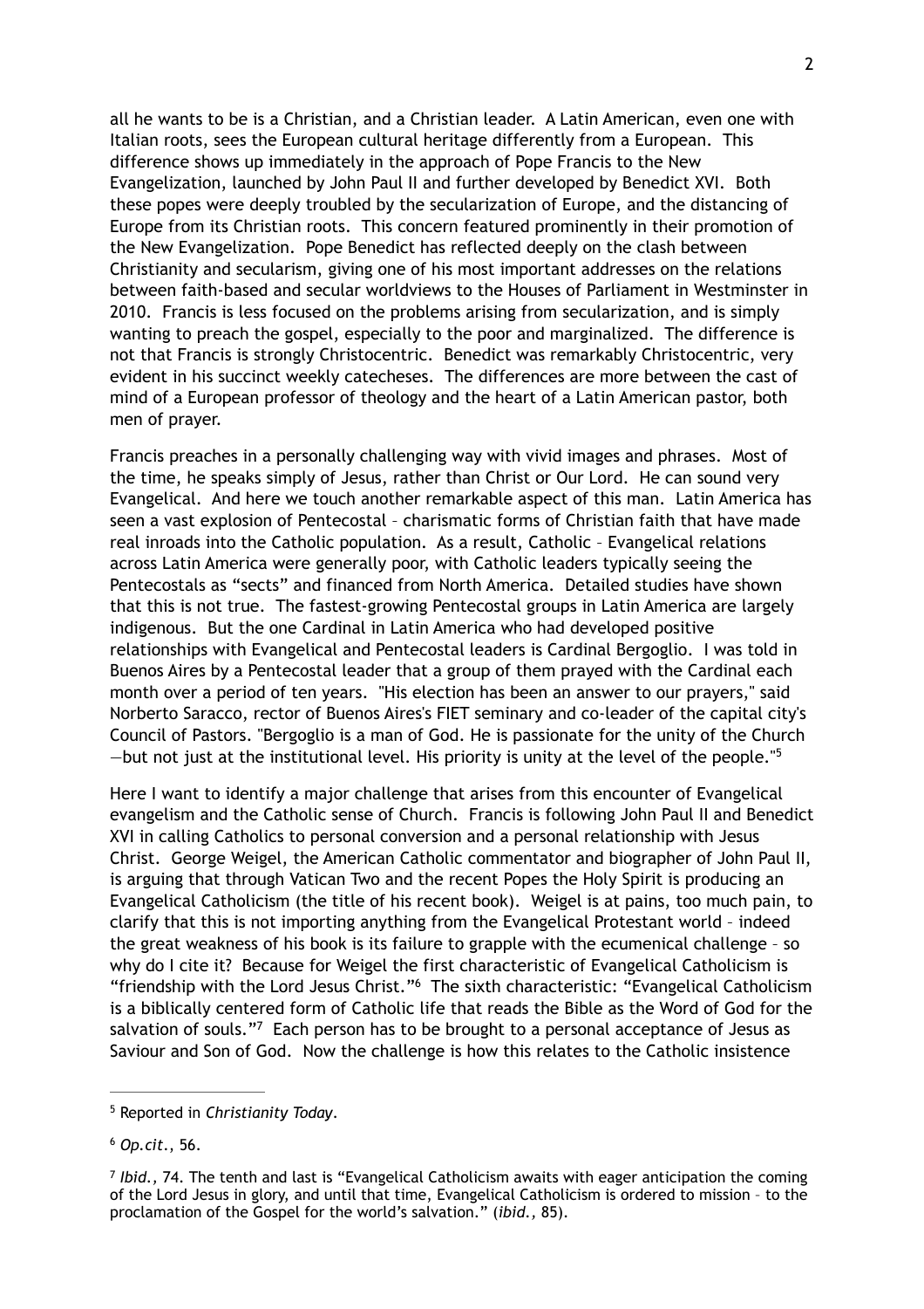all he wants to be is a Christian, and a Christian leader. A Latin American, even one with Italian roots, sees the European cultural heritage differently from a European. This difference shows up immediately in the approach of Pope Francis to the New Evangelization, launched by John Paul II and further developed by Benedict XVI. Both these popes were deeply troubled by the secularization of Europe, and the distancing of Europe from its Christian roots. This concern featured prominently in their promotion of the New Evangelization. Pope Benedict has reflected deeply on the clash between Christianity and secularism, giving one of his most important addresses on the relations between faith-based and secular worldviews to the Houses of Parliament in Westminster in 2010. Francis is less focused on the problems arising from secularization, and is simply wanting to preach the gospel, especially to the poor and marginalized. The difference is not that Francis is strongly Christocentric. Benedict was remarkably Christocentric, very evident in his succinct weekly catecheses. The differences are more between the cast of mind of a European professor of theology and the heart of a Latin American pastor, both men of prayer.

Francis preaches in a personally challenging way with vivid images and phrases. Most of the time, he speaks simply of Jesus, rather than Christ or Our Lord. He can sound very Evangelical. And here we touch another remarkable aspect of this man. Latin America has seen a vast explosion of Pentecostal – charismatic forms of Christian faith that have made real inroads into the Catholic population. As a result, Catholic – Evangelical relations across Latin America were generally poor, with Catholic leaders typically seeing the Pentecostals as "sects" and financed from North America. Detailed studies have shown that this is not true. The fastest-growing Pentecostal groups in Latin America are largely indigenous. But the one Cardinal in Latin America who had developed positive relationships with Evangelical and Pentecostal leaders is Cardinal Bergoglio. I was told in Buenos Aires by a Pentecostal leader that a group of them prayed with the Cardinal each month over a period of ten years. "His election has been an answer to our prayers," said Norberto Saracco, rector of Buenos Aires's FIET seminary and co-leader of the capital city's Council of Pastors. "Bergoglio is a man of God. He is passionate for the unity of the Church —but not just at the institutional level. His priority is unity at the level of the people."[5]

Here I want to identify a major challenge that arises from this encounter of Evangelical evangelism and the Catholic sense of Church. Francis is following John Paul II and Benedict XVI in calling Catholics to personal conversion and a personal relationship with Jesus Christ. George Weigel, the American Catholic commentator and biographer of John Paul II, is arguing that through Vatican Two and the recent Popes the Holy Spirit is producing an Evangelical Catholicism (the title of his recent book). Weigel is at pains, too much pain, to clarify that this is not importing anything from the Evangelical Protestant world – indeed the great weakness of his book is its failure to grapple with the ecumenical challenge – so why do I cite it? Because for Weigel the first characteristic of Evangelical Catholicism is "friendship with the Lord Jesus Christ."[6] The sixth characteristic: "Evangelical Catholicism is a biblically centered form of Catholic life that reads the Bible as the Word of God for the salvation of souls."[7] Each person has to be brought to a personal acceptance of Jesus as Saviour and Son of God. Now the challenge is how this relates to the Catholic insistence

---

[5] Reported in *Christianity Today*.

[6] *Op.cit.*, 56.

[7] *Ibid.*, 74. The tenth and last is "Evangelical Catholicism awaits with eager anticipation the coming of the Lord Jesus in glory, and until that time, Evangelical Catholicism is ordered to mission – to the proclamation of the Gospel for the world's salvation." (*ibid.*, 85).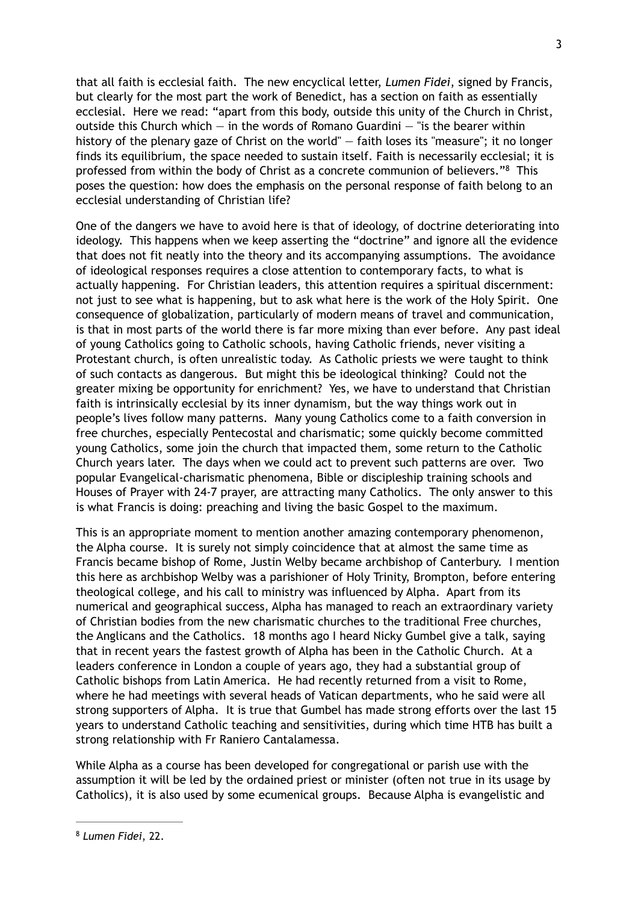that all faith is ecclesial faith. The new encyclical letter, *Lumen Fidei*, signed by Francis, but clearly for the most part the work of Benedict, has a section on faith as essentially ecclesial. Here we read: "apart from this body, outside this unity of the Church in Christ, outside this Church which — in the words of Romano Guardini — "is the bearer within history of the plenary gaze of Christ on the world" — faith loses its "measure"; it no longer finds its equilibrium, the space needed to sustain itself. Faith is necessarily ecclesial; it is professed from within the body of Christ as a concrete communion of believers."[8] This poses the question: how does the emphasis on the personal response of faith belong to an ecclesial understanding of Christian life?

One of the dangers we have to avoid here is that of ideology, of doctrine deteriorating into ideology. This happens when we keep asserting the "doctrine" and ignore all the evidence that does not fit neatly into the theory and its accompanying assumptions. The avoidance of ideological responses requires a close attention to contemporary facts, to what is actually happening. For Christian leaders, this attention requires a spiritual discernment: not just to see what is happening, but to ask what here is the work of the Holy Spirit. One consequence of globalization, particularly of modern means of travel and communication, is that in most parts of the world there is far more mixing than ever before. Any past ideal of young Catholics going to Catholic schools, having Catholic friends, never visiting a Protestant church, is often unrealistic today. As Catholic priests we were taught to think of such contacts as dangerous. But might this be ideological thinking? Could not the greater mixing be opportunity for enrichment? Yes, we have to understand that Christian faith is intrinsically ecclesial by its inner dynamism, but the way things work out in people's lives follow many patterns. Many young Catholics come to a faith conversion in free churches, especially Pentecostal and charismatic; some quickly become committed young Catholics, some join the church that impacted them, some return to the Catholic Church years later. The days when we could act to prevent such patterns are over. Two popular Evangelical-charismatic phenomena, Bible or discipleship training schools and Houses of Prayer with 24-7 prayer, are attracting many Catholics. The only answer to this is what Francis is doing: preaching and living the basic Gospel to the maximum.

This is an appropriate moment to mention another amazing contemporary phenomenon, the Alpha course. It is surely not simply coincidence that at almost the same time as Francis became bishop of Rome, Justin Welby became archbishop of Canterbury. I mention this here as archbishop Welby was a parishioner of Holy Trinity, Brompton, before entering theological college, and his call to ministry was influenced by Alpha. Apart from its numerical and geographical success, Alpha has managed to reach an extraordinary variety of Christian bodies from the new charismatic churches to the traditional Free churches, the Anglicans and the Catholics. 18 months ago I heard Nicky Gumbel give a talk, saying that in recent years the fastest growth of Alpha has been in the Catholic Church. At a leaders conference in London a couple of years ago, they had a substantial group of Catholic bishops from Latin America. He had recently returned from a visit to Rome, where he had meetings with several heads of Vatican departments, who he said were all strong supporters of Alpha. It is true that Gumbel has made strong efforts over the last 15 years to understand Catholic teaching and sensitivities, during which time HTB has built a strong relationship with Fr Raniero Cantalamessa.

While Alpha as a course has been developed for congregational or parish use with the assumption it will be led by the ordained priest or minister (often not true in its usage by Catholics), it is also used by some ecumenical groups. Because Alpha is evangelistic and

---

[8] *Lumen Fidei*, 22.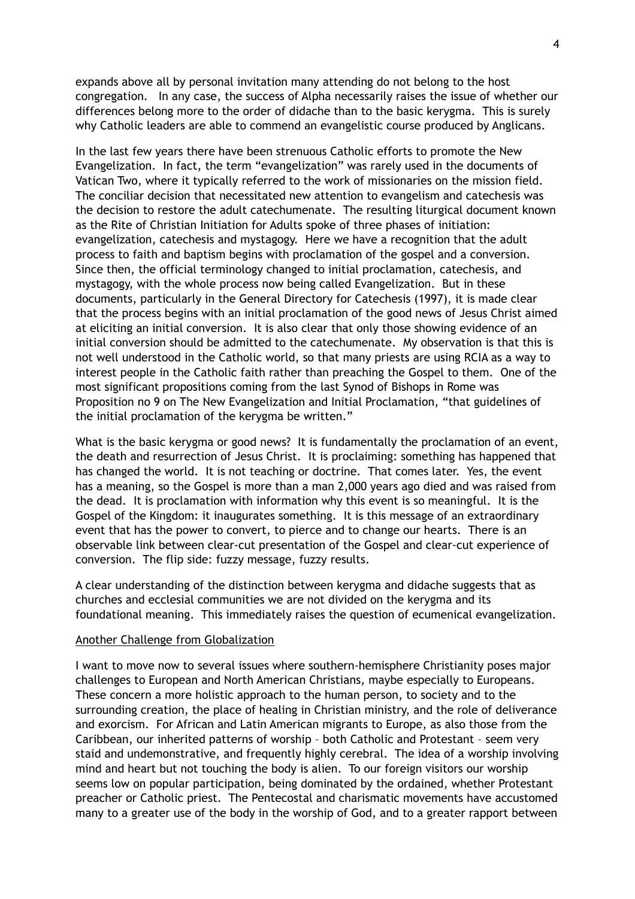expands above all by personal invitation many attending do not belong to the host congregation. In any case, the success of Alpha necessarily raises the issue of whether our differences belong more to the order of didache than to the basic kerygma. This is surely why Catholic leaders are able to commend an evangelistic course produced by Anglicans.

In the last few years there have been strenuous Catholic efforts to promote the New Evangelization. In fact, the term "evangelization" was rarely used in the documents of Vatican Two, where it typically referred to the work of missionaries on the mission field. The conciliar decision that necessitated new attention to evangelism and catechesis was the decision to restore the adult catechumenate. The resulting liturgical document known as the Rite of Christian Initiation for Adults spoke of three phases of initiation: evangelization, catechesis and mystagogy. Here we have a recognition that the adult process to faith and baptism begins with proclamation of the gospel and a conversion. Since then, the official terminology changed to initial proclamation, catechesis, and mystagogy, with the whole process now being called Evangelization. But in these documents, particularly in the General Directory for Catechesis (1997), it is made clear that the process begins with an initial proclamation of the good news of Jesus Christ aimed at eliciting an initial conversion. It is also clear that only those showing evidence of an initial conversion should be admitted to the catechumenate. My observation is that this is not well understood in the Catholic world, so that many priests are using RCIA as a way to interest people in the Catholic faith rather than preaching the Gospel to them. One of the most significant propositions coming from the last Synod of Bishops in Rome was Proposition no 9 on The New Evangelization and Initial Proclamation, "that guidelines of the initial proclamation of the kerygma be written."

What is the basic kerygma or good news? It is fundamentally the proclamation of an event, the death and resurrection of Jesus Christ. It is proclaiming: something has happened that has changed the world. It is not teaching or doctrine. That comes later. Yes, the event has a meaning, so the Gospel is more than a man 2,000 years ago died and was raised from the dead. It is proclamation with information why this event is so meaningful. It is the Gospel of the Kingdom: it inaugurates something. It is this message of an extraordinary event that has the power to convert, to pierce and to change our hearts. There is an observable link between clear-cut presentation of the Gospel and clear-cut experience of conversion. The flip side: fuzzy message, fuzzy results.

A clear understanding of the distinction between kerygma and didache suggests that as churches and ecclesial communities we are not divided on the kerygma and its foundational meaning. This immediately raises the question of ecumenical evangelization.

## Another Challenge from Globalization

I want to move now to several issues where southern-hemisphere Christianity poses major challenges to European and North American Christians, maybe especially to Europeans. These concern a more holistic approach to the human person, to society and to the surrounding creation, the place of healing in Christian ministry, and the role of deliverance and exorcism. For African and Latin American migrants to Europe, as also those from the Caribbean, our inherited patterns of worship – both Catholic and Protestant – seem very staid and undemonstrative, and frequently highly cerebral. The idea of a worship involving mind and heart but not touching the body is alien. To our foreign visitors our worship seems low on popular participation, being dominated by the ordained, whether Protestant preacher or Catholic priest. The Pentecostal and charismatic movements have accustomed many to a greater use of the body in the worship of God, and to a greater rapport between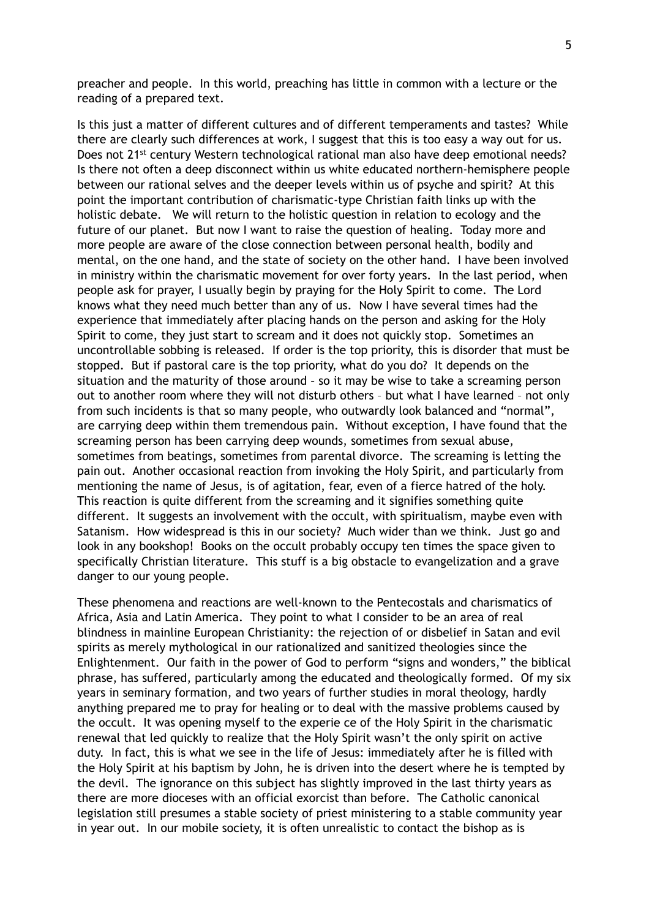preacher and people. In this world, preaching has little in common with a lecture or the reading of a prepared text.

Is this just a matter of different cultures and of different temperaments and tastes? While there are clearly such differences at work, I suggest that this is too easy a way out for us. Does not 21st century Western technological rational man also have deep emotional needs? Is there not often a deep disconnect within us white educated northern-hemisphere people between our rational selves and the deeper levels within us of psyche and spirit? At this point the important contribution of charismatic-type Christian faith links up with the holistic debate. We will return to the holistic question in relation to ecology and the future of our planet. But now I want to raise the question of healing. Today more and more people are aware of the close connection between personal health, bodily and mental, on the one hand, and the state of society on the other hand. I have been involved in ministry within the charismatic movement for over forty years. In the last period, when people ask for prayer, I usually begin by praying for the Holy Spirit to come. The Lord knows what they need much better than any of us. Now I have several times had the experience that immediately after placing hands on the person and asking for the Holy Spirit to come, they just start to scream and it does not quickly stop. Sometimes an uncontrollable sobbing is released. If order is the top priority, this is disorder that must be stopped. But if pastoral care is the top priority, what do you do? It depends on the situation and the maturity of those around – so it may be wise to take a screaming person out to another room where they will not disturb others – but what I have learned – not only from such incidents is that so many people, who outwardly look balanced and "normal", are carrying deep within them tremendous pain. Without exception, I have found that the screaming person has been carrying deep wounds, sometimes from sexual abuse, sometimes from beatings, sometimes from parental divorce. The screaming is letting the pain out. Another occasional reaction from invoking the Holy Spirit, and particularly from mentioning the name of Jesus, is of agitation, fear, even of a fierce hatred of the holy. This reaction is quite different from the screaming and it signifies something quite different. It suggests an involvement with the occult, with spiritualism, maybe even with Satanism. How widespread is this in our society? Much wider than we think. Just go and look in any bookshop! Books on the occult probably occupy ten times the space given to specifically Christian literature. This stuff is a big obstacle to evangelization and a grave danger to our young people.

These phenomena and reactions are well-known to the Pentecostals and charismatics of Africa, Asia and Latin America. They point to what I consider to be an area of real blindness in mainline European Christianity: the rejection of or disbelief in Satan and evil spirits as merely mythological in our rationalized and sanitized theologies since the Enlightenment. Our faith in the power of God to perform "signs and wonders," the biblical phrase, has suffered, particularly among the educated and theologically formed. Of my six years in seminary formation, and two years of further studies in moral theology, hardly anything prepared me to pray for healing or to deal with the massive problems caused by the occult. It was opening myself to the experie ce of the Holy Spirit in the charismatic renewal that led quickly to realize that the Holy Spirit wasn't the only spirit on active duty. In fact, this is what we see in the life of Jesus: immediately after he is filled with the Holy Spirit at his baptism by John, he is driven into the desert where he is tempted by the devil. The ignorance on this subject has slightly improved in the last thirty years as there are more dioceses with an official exorcist than before. The Catholic canonical legislation still presumes a stable society of priest ministering to a stable community year in year out. In our mobile society, it is often unrealistic to contact the bishop as is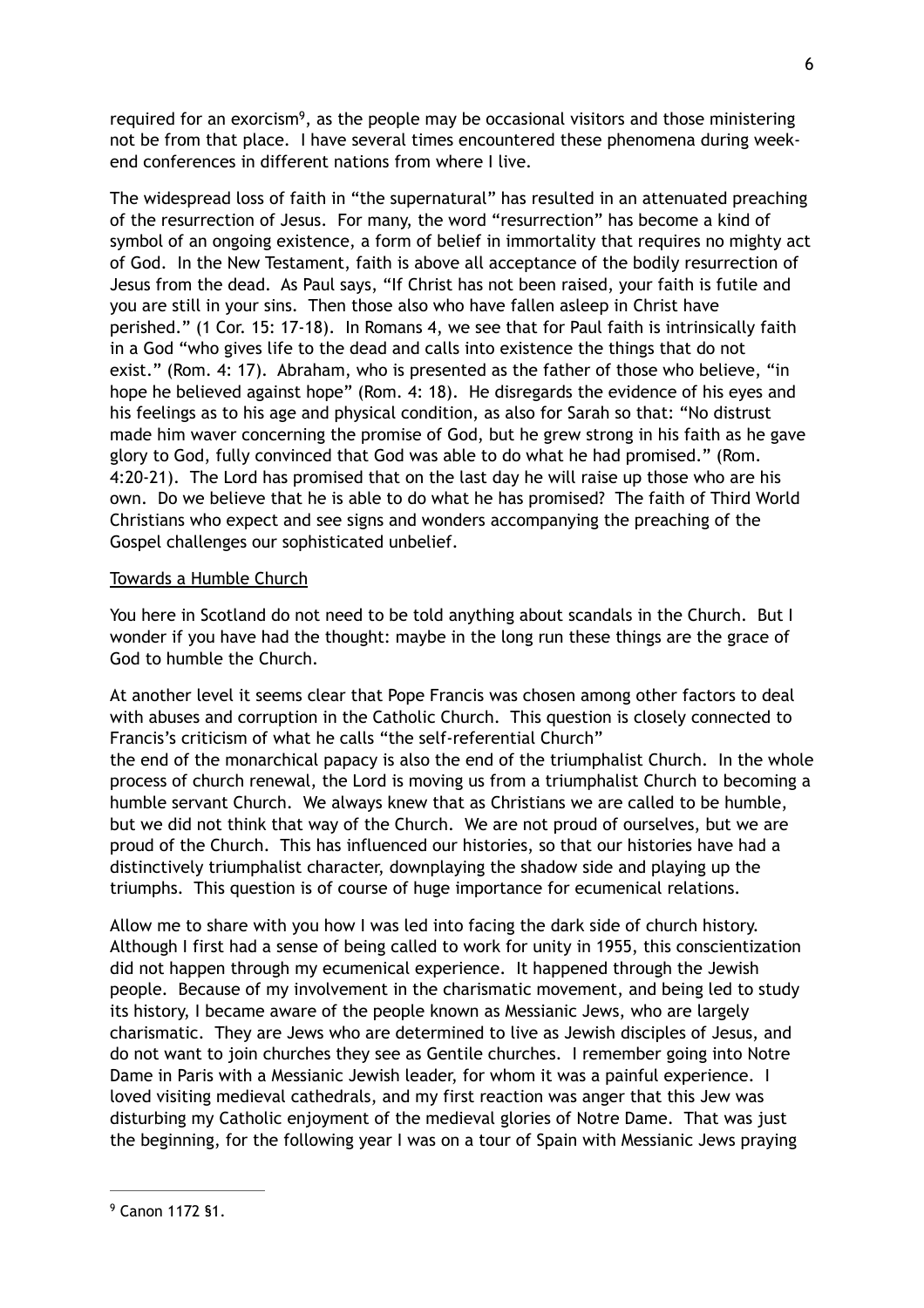required for an exorcism[9], as the people may be occasional visitors and those ministering not be from that place. I have several times encountered these phenomena during week-end conferences in different nations from where I live.

The widespread loss of faith in "the supernatural" has resulted in an attenuated preaching of the resurrection of Jesus. For many, the word "resurrection" has become a kind of symbol of an ongoing existence, a form of belief in immortality that requires no mighty act of God. In the New Testament, faith is above all acceptance of the bodily resurrection of Jesus from the dead. As Paul says, "If Christ has not been raised, your faith is futile and you are still in your sins. Then those also who have fallen asleep in Christ have perished." (1 Cor. 15: 17-18). In Romans 4, we see that for Paul faith is intrinsically faith in a God "who gives life to the dead and calls into existence the things that do not exist." (Rom. 4: 17). Abraham, who is presented as the father of those who believe, "in hope he believed against hope" (Rom. 4: 18). He disregards the evidence of his eyes and his feelings as to his age and physical condition, as also for Sarah so that: "No distrust made him waver concerning the promise of God, but he grew strong in his faith as he gave glory to God, fully convinced that God was able to do what he had promised." (Rom. 4:20-21). The Lord has promised that on the last day he will raise up those who are his own. Do we believe that he is able to do what he has promised? The faith of Third World Christians who expect and see signs and wonders accompanying the preaching of the Gospel challenges our sophisticated unbelief.

## Towards a Humble Church

You here in Scotland do not need to be told anything about scandals in the Church. But I wonder if you have had the thought: maybe in the long run these things are the grace of God to humble the Church.

At another level it seems clear that Pope Francis was chosen among other factors to deal with abuses and corruption in the Catholic Church. This question is closely connected to Francis's criticism of what he calls "the self-referential Church"
the end of the monarchical papacy is also the end of the triumphalist Church. In the whole process of church renewal, the Lord is moving us from a triumphalist Church to becoming a humble servant Church. We always knew that as Christians we are called to be humble, but we did not think that way of the Church. We are not proud of ourselves, but we are proud of the Church. This has influenced our histories, so that our histories have had a distinctively triumphalist character, downplaying the shadow side and playing up the triumphs. This question is of course of huge importance for ecumenical relations.

Allow me to share with you how I was led into facing the dark side of church history. Although I first had a sense of being called to work for unity in 1955, this conscientization did not happen through my ecumenical experience. It happened through the Jewish people. Because of my involvement in the charismatic movement, and being led to study its history, I became aware of the people known as Messianic Jews, who are largely charismatic. They are Jews who are determined to live as Jewish disciples of Jesus, and do not want to join churches they see as Gentile churches. I remember going into Notre Dame in Paris with a Messianic Jewish leader, for whom it was a painful experience. I loved visiting medieval cathedrals, and my first reaction was anger that this Jew was disturbing my Catholic enjoyment of the medieval glories of Notre Dame. That was just the beginning, for the following year I was on a tour of Spain with Messianic Jews praying

---

[9] Canon 1172 §1.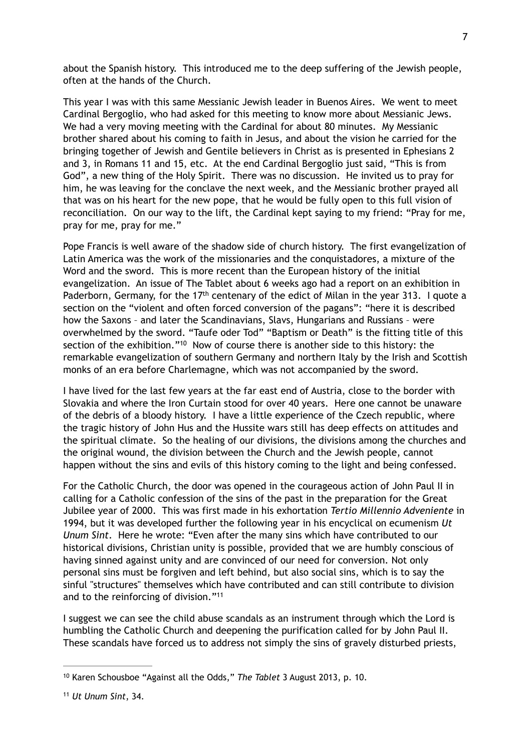about the Spanish history. This introduced me to the deep suffering of the Jewish people, often at the hands of the Church.

This year I was with this same Messianic Jewish leader in Buenos Aires. We went to meet Cardinal Bergoglio, who had asked for this meeting to know more about Messianic Jews. We had a very moving meeting with the Cardinal for about 80 minutes. My Messianic brother shared about his coming to faith in Jesus, and about the vision he carried for the bringing together of Jewish and Gentile believers in Christ as is presented in Ephesians 2 and 3, in Romans 11 and 15, etc. At the end Cardinal Bergoglio just said, "This is from God", a new thing of the Holy Spirit. There was no discussion. He invited us to pray for him, he was leaving for the conclave the next week, and the Messianic brother prayed all that was on his heart for the new pope, that he would be fully open to this full vision of reconciliation. On our way to the lift, the Cardinal kept saying to my friend: "Pray for me, pray for me, pray for me."

Pope Francis is well aware of the shadow side of church history. The first evangelization of Latin America was the work of the missionaries and the conquistadores, a mixture of the Word and the sword. This is more recent than the European history of the initial evangelization. An issue of The Tablet about 6 weeks ago had a report on an exhibition in Paderborn, Germany, for the 17th centenary of the edict of Milan in the year 313. I quote a section on the "violent and often forced conversion of the pagans": "here it is described how the Saxons – and later the Scandinavians, Slavs, Hungarians and Russians – were overwhelmed by the sword. "Taufe oder Tod" "Baptism or Death" is the fitting title of this section of the exhibition."[10] Now of course there is another side to this history: the remarkable evangelization of southern Germany and northern Italy by the Irish and Scottish monks of an era before Charlemagne, which was not accompanied by the sword.

I have lived for the last few years at the far east end of Austria, close to the border with Slovakia and where the Iron Curtain stood for over 40 years. Here one cannot be unaware of the debris of a bloody history. I have a little experience of the Czech republic, where the tragic history of John Hus and the Hussite wars still has deep effects on attitudes and the spiritual climate. So the healing of our divisions, the divisions among the churches and the original wound, the division between the Church and the Jewish people, cannot happen without the sins and evils of this history coming to the light and being confessed.

For the Catholic Church, the door was opened in the courageous action of John Paul II in calling for a Catholic confession of the sins of the past in the preparation for the Great Jubilee year of 2000. This was first made in his exhortation *Tertio Millennio Adveniente* in 1994, but it was developed further the following year in his encyclical on ecumenism *Ut Unum Sint*. Here he wrote: "Even after the many sins which have contributed to our historical divisions, Christian unity is possible, provided that we are humbly conscious of having sinned against unity and are convinced of our need for conversion. Not only personal sins must be forgiven and left behind, but also social sins, which is to say the sinful "structures" themselves which have contributed and can still contribute to division and to the reinforcing of division."[11]

I suggest we can see the child abuse scandals as an instrument through which the Lord is humbling the Catholic Church and deepening the purification called for by John Paul II. These scandals have forced us to address not simply the sins of gravely disturbed priests,

---

[10] Karen Schousboe "Against all the Odds," *The Tablet* 3 August 2013, p. 10.

[11] *Ut Unum Sint*, 34.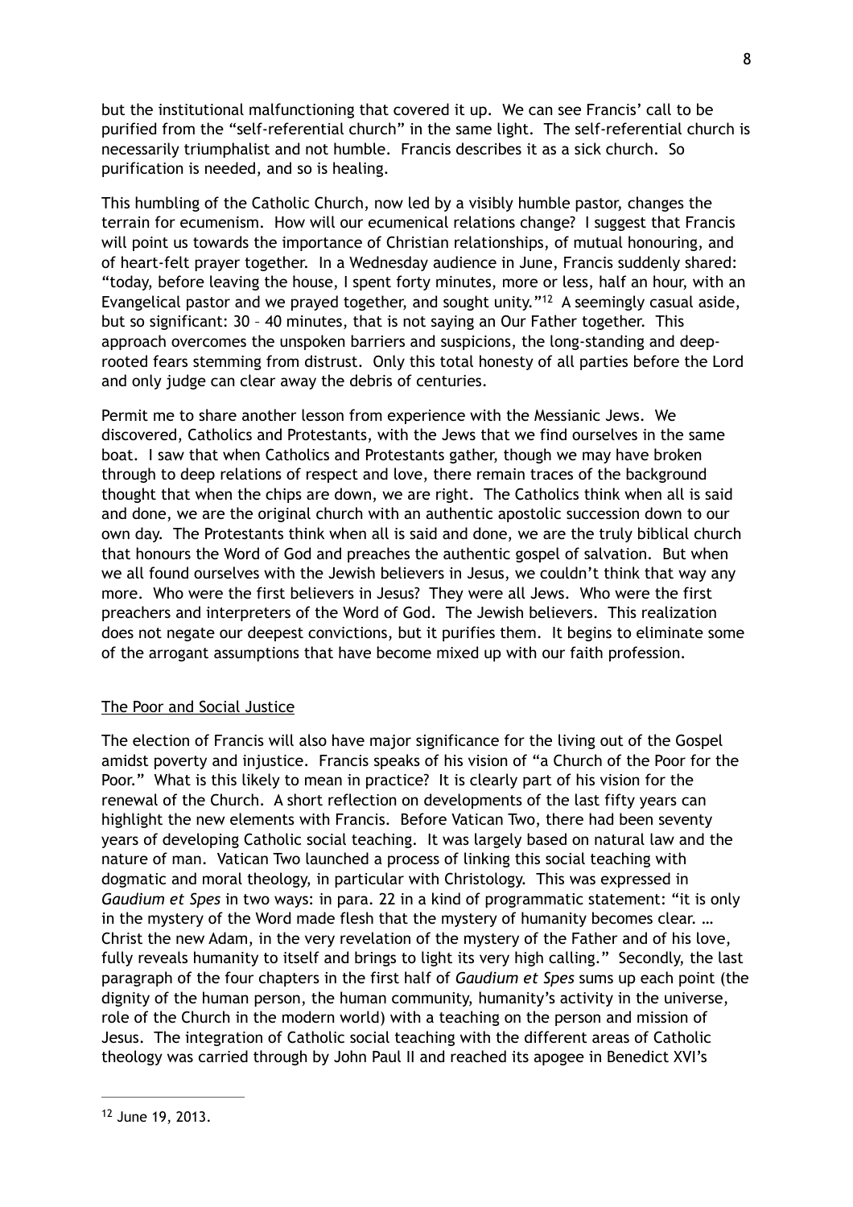but the institutional malfunctioning that covered it up. We can see Francis' call to be purified from the "self-referential church" in the same light. The self-referential church is necessarily triumphalist and not humble. Francis describes it as a sick church. So purification is needed, and so is healing.

This humbling of the Catholic Church, now led by a visibly humble pastor, changes the terrain for ecumenism. How will our ecumenical relations change? I suggest that Francis will point us towards the importance of Christian relationships, of mutual honouring, and of heart-felt prayer together. In a Wednesday audience in June, Francis suddenly shared: "today, before leaving the house, I spent forty minutes, more or less, half an hour, with an Evangelical pastor and we prayed together, and sought unity."[12] A seemingly casual aside, but so significant: 30 – 40 minutes, that is not saying an Our Father together. This approach overcomes the unspoken barriers and suspicions, the long-standing and deep-rooted fears stemming from distrust. Only this total honesty of all parties before the Lord and only judge can clear away the debris of centuries.

Permit me to share another lesson from experience with the Messianic Jews. We discovered, Catholics and Protestants, with the Jews that we find ourselves in the same boat. I saw that when Catholics and Protestants gather, though we may have broken through to deep relations of respect and love, there remain traces of the background thought that when the chips are down, we are right. The Catholics think when all is said and done, we are the original church with an authentic apostolic succession down to our own day. The Protestants think when all is said and done, we are the truly biblical church that honours the Word of God and preaches the authentic gospel of salvation. But when we all found ourselves with the Jewish believers in Jesus, we couldn't think that way any more. Who were the first believers in Jesus? They were all Jews. Who were the first preachers and interpreters of the Word of God. The Jewish believers. This realization does not negate our deepest convictions, but it purifies them. It begins to eliminate some of the arrogant assumptions that have become mixed up with our faith profession.

## The Poor and Social Justice

The election of Francis will also have major significance for the living out of the Gospel amidst poverty and injustice. Francis speaks of his vision of "a Church of the Poor for the Poor." What is this likely to mean in practice? It is clearly part of his vision for the renewal of the Church. A short reflection on developments of the last fifty years can highlight the new elements with Francis. Before Vatican Two, there had been seventy years of developing Catholic social teaching. It was largely based on natural law and the nature of man. Vatican Two launched a process of linking this social teaching with dogmatic and moral theology, in particular with Christology. This was expressed in *Gaudium et Spes* in two ways: in para. 22 in a kind of programmatic statement: "it is only in the mystery of the Word made flesh that the mystery of humanity becomes clear. … Christ the new Adam, in the very revelation of the mystery of the Father and of his love, fully reveals humanity to itself and brings to light its very high calling." Secondly, the last paragraph of the four chapters in the first half of *Gaudium et Spes* sums up each point (the dignity of the human person, the human community, humanity's activity in the universe, role of the Church in the modern world) with a teaching on the person and mission of Jesus. The integration of Catholic social teaching with the different areas of Catholic theology was carried through by John Paul II and reached its apogee in Benedict XVI's

---

[12] June 19, 2013.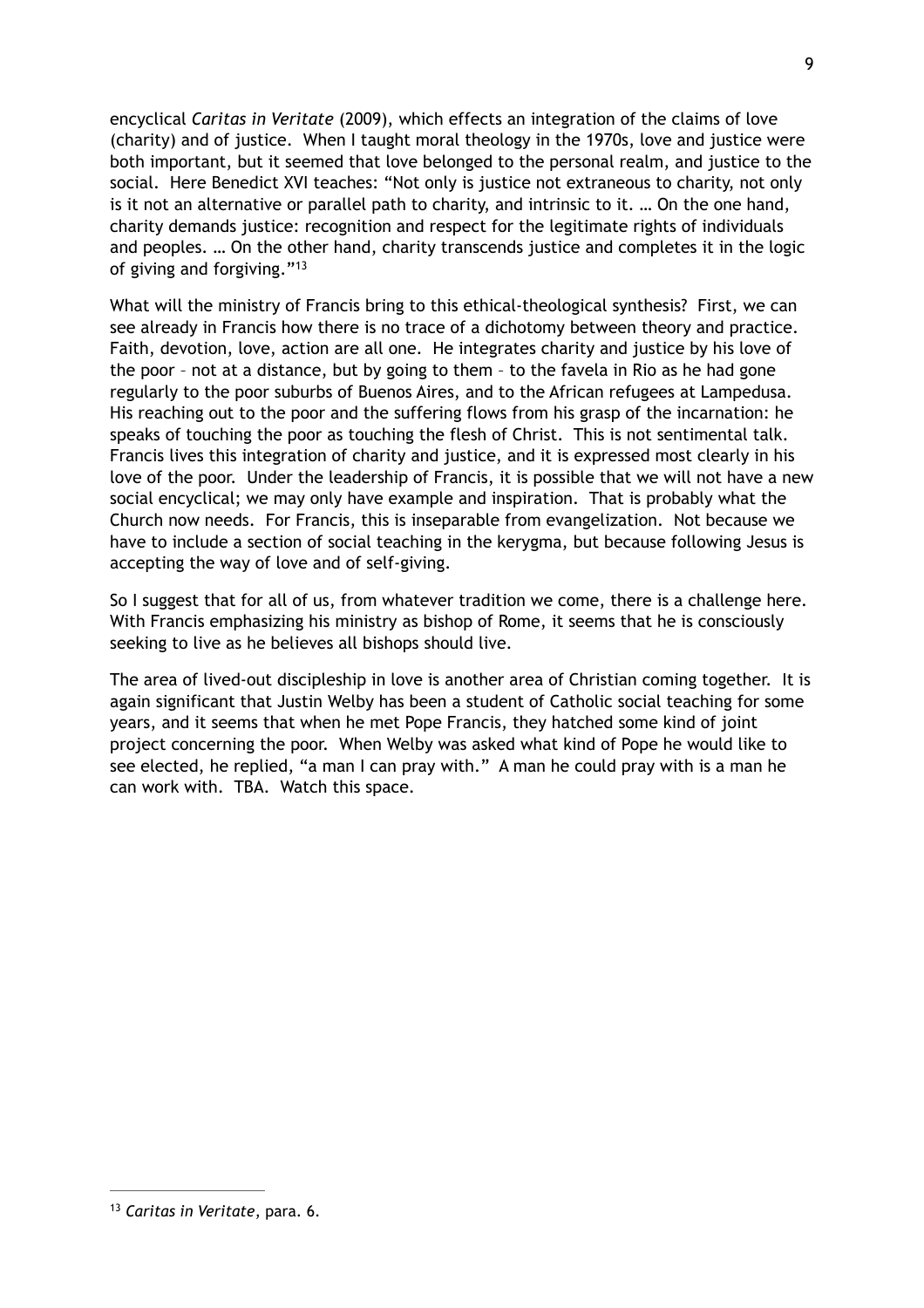encyclical *Caritas in Veritate* (2009), which effects an integration of the claims of love (charity) and of justice. When I taught moral theology in the 1970s, love and justice were both important, but it seemed that love belonged to the personal realm, and justice to the social. Here Benedict XVI teaches: "Not only is justice not extraneous to charity, not only is it not an alternative or parallel path to charity, and intrinsic to it. … On the one hand, charity demands justice: recognition and respect for the legitimate rights of individuals and peoples. … On the other hand, charity transcends justice and completes it in the logic of giving and forgiving."[13]

What will the ministry of Francis bring to this ethical-theological synthesis? First, we can see already in Francis how there is no trace of a dichotomy between theory and practice. Faith, devotion, love, action are all one. He integrates charity and justice by his love of the poor – not at a distance, but by going to them – to the favela in Rio as he had gone regularly to the poor suburbs of Buenos Aires, and to the African refugees at Lampedusa. His reaching out to the poor and the suffering flows from his grasp of the incarnation: he speaks of touching the poor as touching the flesh of Christ. This is not sentimental talk. Francis lives this integration of charity and justice, and it is expressed most clearly in his love of the poor. Under the leadership of Francis, it is possible that we will not have a new social encyclical; we may only have example and inspiration. That is probably what the Church now needs. For Francis, this is inseparable from evangelization. Not because we have to include a section of social teaching in the kerygma, but because following Jesus is accepting the way of love and of self-giving.

So I suggest that for all of us, from whatever tradition we come, there is a challenge here. With Francis emphasizing his ministry as bishop of Rome, it seems that he is consciously seeking to live as he believes all bishops should live.

The area of lived-out discipleship in love is another area of Christian coming together. It is again significant that Justin Welby has been a student of Catholic social teaching for some years, and it seems that when he met Pope Francis, they hatched some kind of joint project concerning the poor. When Welby was asked what kind of Pope he would like to see elected, he replied, "a man I can pray with." A man he could pray with is a man he can work with. TBA. Watch this space.

---

[13] *Caritas in Veritate*, para. 6.